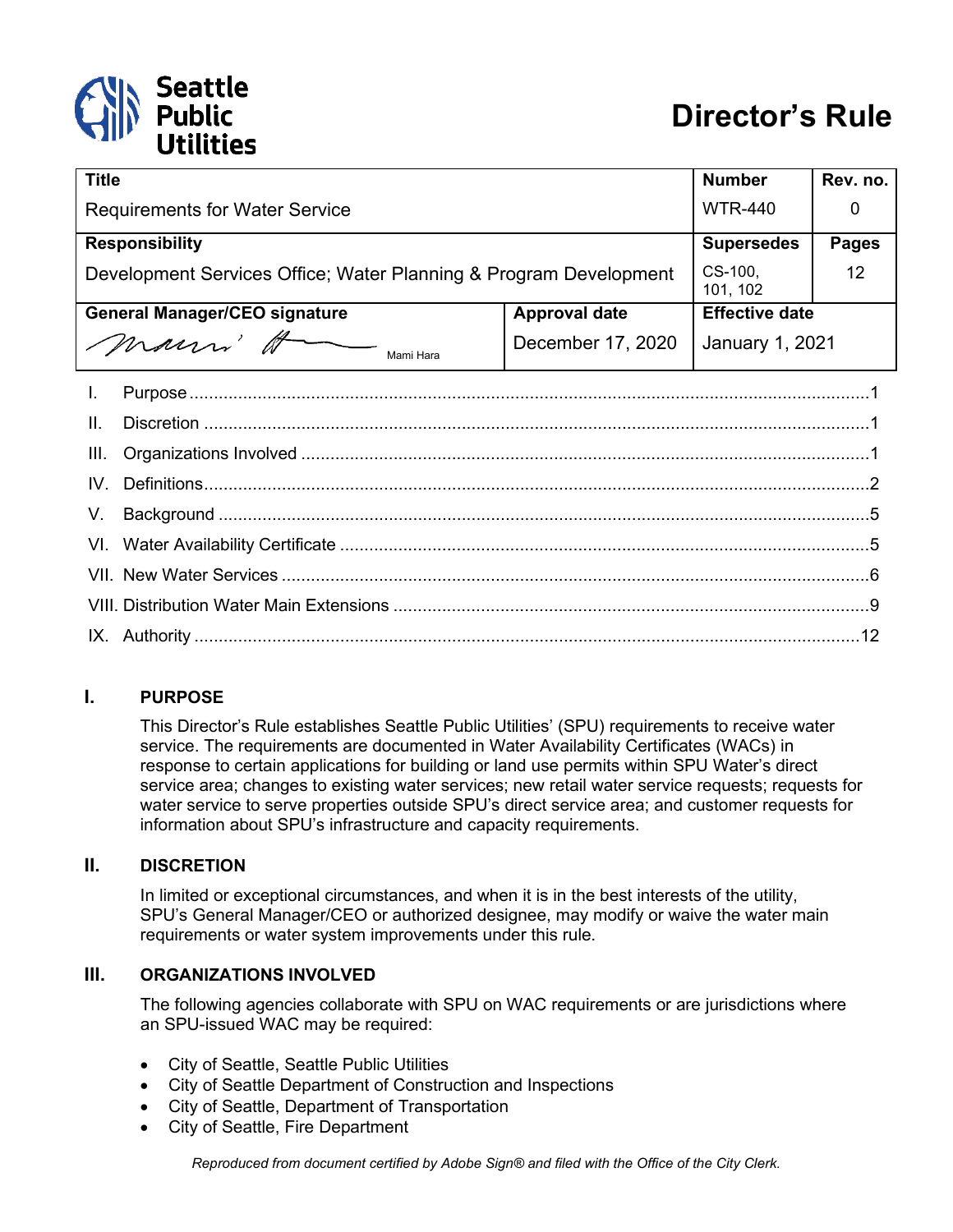Seattle Public Utilities

# Director's Rule

| Title | | Number | Rev. no. |
|---|---|---|---|
| Requirements for Water Service | | WTR-440 | 0 |
| **Responsibility** | | **Supersedes** | **Pages** |
| Development Services Office; Water Planning & Program Development | | CS-100, 101, 102 | 12 |
| **General Manager/CEO signature** | **Approval date** | **Effective date** | |
| Mami Hara | December 17, 2020 | January 1, 2021 | |

I. Purpose ... 1
II. Discretion ... 1
III. Organizations Involved ... 1
IV. Definitions ... 2
V. Background ... 5
VI. Water Availability Certificate ... 5
VII. New Water Services ... 6
VIII. Distribution Water Main Extensions ... 9
IX. Authority ... 12

## I. PURPOSE

This Director's Rule establishes Seattle Public Utilities' (SPU) requirements to receive water service. The requirements are documented in Water Availability Certificates (WACs) in response to certain applications for building or land use permits within SPU Water's direct service area; changes to existing water services; new retail water service requests; requests for water service to serve properties outside SPU's direct service area; and customer requests for information about SPU's infrastructure and capacity requirements.

## II. DISCRETION

In limited or exceptional circumstances, and when it is in the best interests of the utility, SPU's General Manager/CEO or authorized designee, may modify or waive the water main requirements or water system improvements under this rule.

## III. ORGANIZATIONS INVOLVED

The following agencies collaborate with SPU on WAC requirements or are jurisdictions where an SPU-issued WAC may be required:

- City of Seattle, Seattle Public Utilities
- City of Seattle Department of Construction and Inspections
- City of Seattle, Department of Transportation
- City of Seattle, Fire Department

*Reproduced from document certified by Adobe Sign® and filed with the Office of the City Clerk.*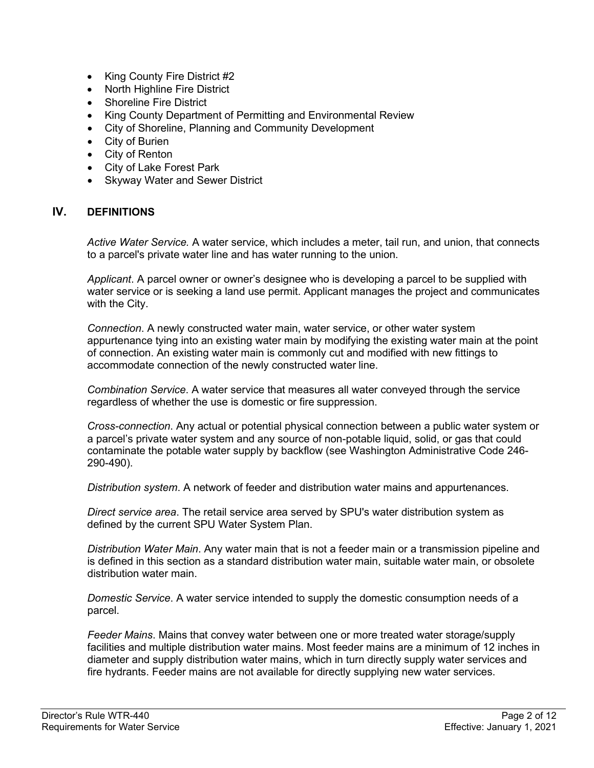- King County Fire District #2
- North Highline Fire District
- Shoreline Fire District
- King County Department of Permitting and Environmental Review
- City of Shoreline, Planning and Community Development
- City of Burien
- City of Renton
- City of Lake Forest Park
- Skyway Water and Sewer District

## IV. DEFINITIONS

*Active Water Service.* A water service, which includes a meter, tail run, and union, that connects to a parcel's private water line and has water running to the union.

*Applicant*. A parcel owner or owner's designee who is developing a parcel to be supplied with water service or is seeking a land use permit. Applicant manages the project and communicates with the City.

*Connection*. A newly constructed water main, water service, or other water system appurtenance tying into an existing water main by modifying the existing water main at the point of connection. An existing water main is commonly cut and modified with new fittings to accommodate connection of the newly constructed water line.

*Combination Service*. A water service that measures all water conveyed through the service regardless of whether the use is domestic or fire suppression.

*Cross-connection*. Any actual or potential physical connection between a public water system or a parcel's private water system and any source of non-potable liquid, solid, or gas that could contaminate the potable water supply by backflow (see Washington Administrative Code 246-290-490).

*Distribution system*. A network of feeder and distribution water mains and appurtenances.

*Direct service area*. The retail service area served by SPU's water distribution system as defined by the current SPU Water System Plan.

*Distribution Water Main*. Any water main that is not a feeder main or a transmission pipeline and is defined in this section as a standard distribution water main, suitable water main, or obsolete distribution water main.

*Domestic Service*. A water service intended to supply the domestic consumption needs of a parcel.

*Feeder Mains*. Mains that convey water between one or more treated water storage/supply facilities and multiple distribution water mains. Most feeder mains are a minimum of 12 inches in diameter and supply distribution water mains, which in turn directly supply water services and fire hydrants. Feeder mains are not available for directly supplying new water services.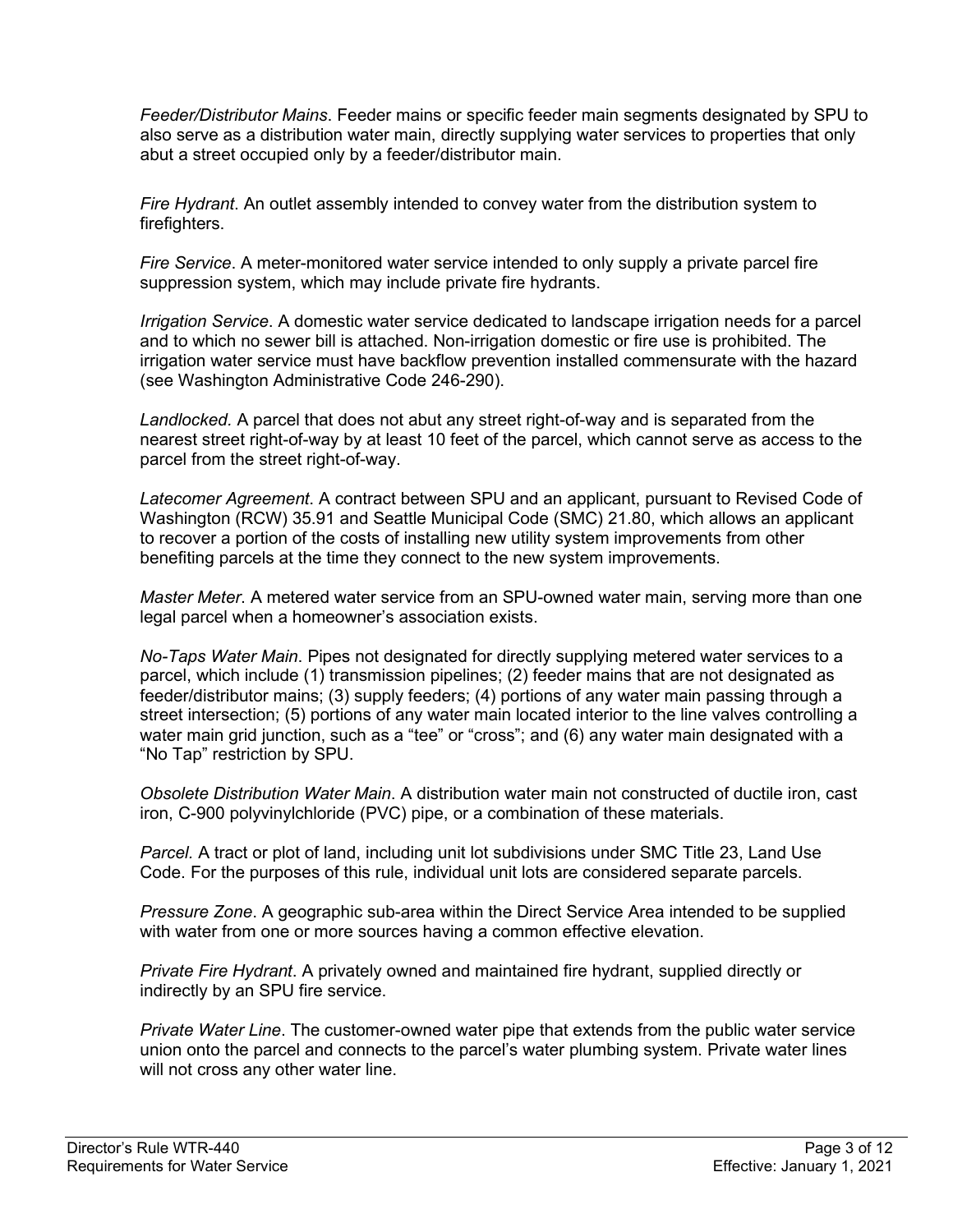*Feeder/Distributor Mains*. Feeder mains or specific feeder main segments designated by SPU to also serve as a distribution water main, directly supplying water services to properties that only abut a street occupied only by a feeder/distributor main.

*Fire Hydrant*. An outlet assembly intended to convey water from the distribution system to firefighters.

*Fire Service*. A meter-monitored water service intended to only supply a private parcel fire suppression system, which may include private fire hydrants.

*Irrigation Service*. A domestic water service dedicated to landscape irrigation needs for a parcel and to which no sewer bill is attached. Non-irrigation domestic or fire use is prohibited. The irrigation water service must have backflow prevention installed commensurate with the hazard (see Washington Administrative Code 246-290).

*Landlocked.* A parcel that does not abut any street right-of-way and is separated from the nearest street right-of-way by at least 10 feet of the parcel, which cannot serve as access to the parcel from the street right-of-way.

*Latecomer Agreement*. A contract between SPU and an applicant, pursuant to Revised Code of Washington (RCW) 35.91 and Seattle Municipal Code (SMC) 21.80, which allows an applicant to recover a portion of the costs of installing new utility system improvements from other benefiting parcels at the time they connect to the new system improvements.

*Master Meter*. A metered water service from an SPU-owned water main, serving more than one legal parcel when a homeowner's association exists.

*No-Taps Water Main*. Pipes not designated for directly supplying metered water services to a parcel, which include (1) transmission pipelines; (2) feeder mains that are not designated as feeder/distributor mains; (3) supply feeders; (4) portions of any water main passing through a street intersection; (5) portions of any water main located interior to the line valves controlling a water main grid junction, such as a "tee" or "cross"; and (6) any water main designated with a "No Tap" restriction by SPU.

*Obsolete Distribution Water Main*. A distribution water main not constructed of ductile iron, cast iron, C-900 polyvinylchloride (PVC) pipe, or a combination of these materials.

*Parcel.* A tract or plot of land, including unit lot subdivisions under SMC Title 23, Land Use Code. For the purposes of this rule, individual unit lots are considered separate parcels.

*Pressure Zone*. A geographic sub-area within the Direct Service Area intended to be supplied with water from one or more sources having a common effective elevation.

*Private Fire Hydrant*. A privately owned and maintained fire hydrant, supplied directly or indirectly by an SPU fire service.

*Private Water Line*. The customer-owned water pipe that extends from the public water service union onto the parcel and connects to the parcel's water plumbing system. Private water lines will not cross any other water line.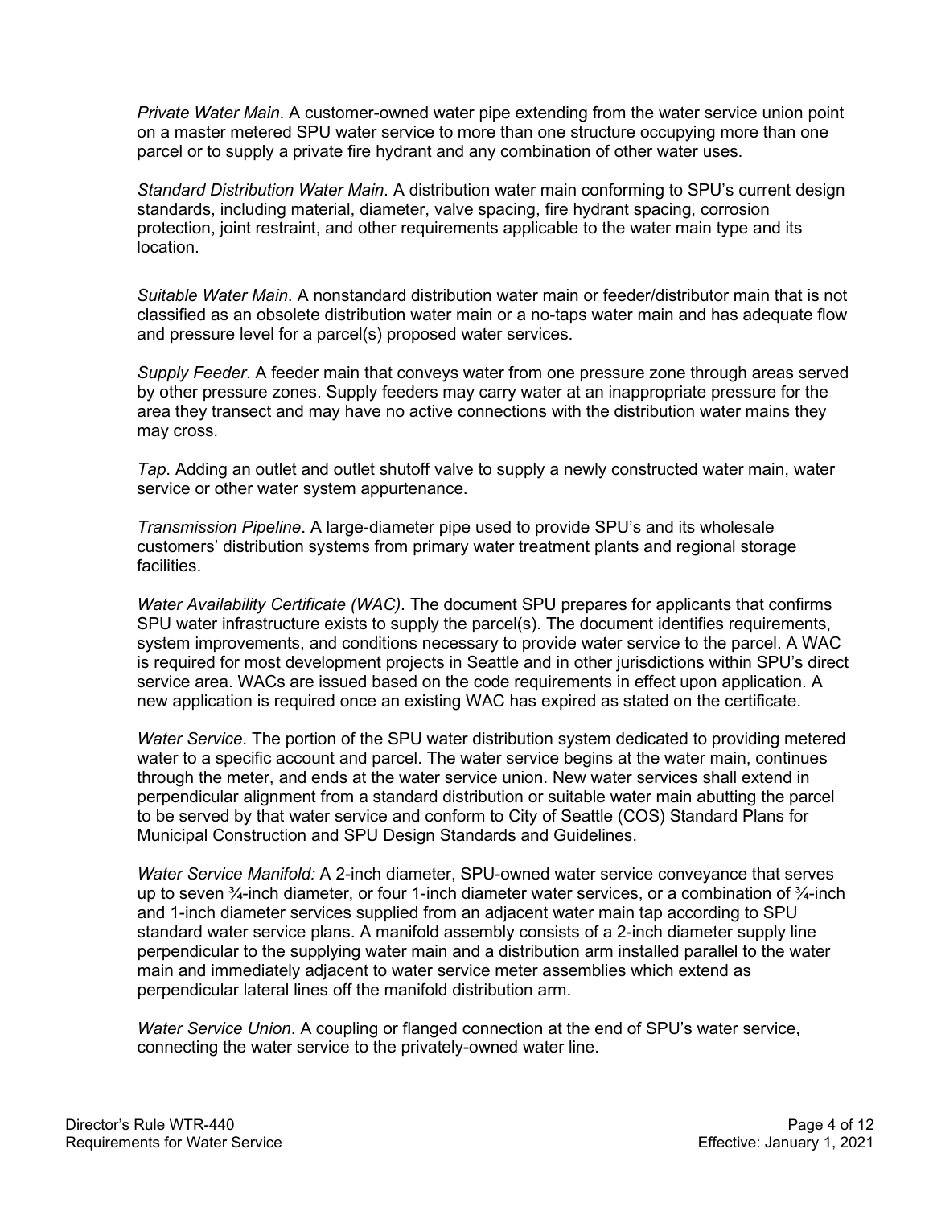*Private Water Main*. A customer-owned water pipe extending from the water service union point on a master metered SPU water service to more than one structure occupying more than one parcel or to supply a private fire hydrant and any combination of other water uses.

*Standard Distribution Water Main*. A distribution water main conforming to SPU's current design standards, including material, diameter, valve spacing, fire hydrant spacing, corrosion protection, joint restraint, and other requirements applicable to the water main type and its location.

*Suitable Water Main*. A nonstandard distribution water main or feeder/distributor main that is not classified as an obsolete distribution water main or a no-taps water main and has adequate flow and pressure level for a parcel(s) proposed water services.

*Supply Feeder*. A feeder main that conveys water from one pressure zone through areas served by other pressure zones. Supply feeders may carry water at an inappropriate pressure for the area they transect and may have no active connections with the distribution water mains they may cross.

*Tap*. Adding an outlet and outlet shutoff valve to supply a newly constructed water main, water service or other water system appurtenance.

*Transmission Pipeline*. A large-diameter pipe used to provide SPU's and its wholesale customers' distribution systems from primary water treatment plants and regional storage facilities.

*Water Availability Certificate (WAC)*. The document SPU prepares for applicants that confirms SPU water infrastructure exists to supply the parcel(s). The document identifies requirements, system improvements, and conditions necessary to provide water service to the parcel. A WAC is required for most development projects in Seattle and in other jurisdictions within SPU's direct service area. WACs are issued based on the code requirements in effect upon application. A new application is required once an existing WAC has expired as stated on the certificate.

*Water Service*. The portion of the SPU water distribution system dedicated to providing metered water to a specific account and parcel. The water service begins at the water main, continues through the meter, and ends at the water service union. New water services shall extend in perpendicular alignment from a standard distribution or suitable water main abutting the parcel to be served by that water service and conform to City of Seattle (COS) Standard Plans for Municipal Construction and SPU Design Standards and Guidelines.

*Water Service Manifold:* A 2-inch diameter, SPU-owned water service conveyance that serves up to seven ¾-inch diameter, or four 1-inch diameter water services, or a combination of ¾-inch and 1-inch diameter services supplied from an adjacent water main tap according to SPU standard water service plans. A manifold assembly consists of a 2-inch diameter supply line perpendicular to the supplying water main and a distribution arm installed parallel to the water main and immediately adjacent to water service meter assemblies which extend as perpendicular lateral lines off the manifold distribution arm.

*Water Service Union*. A coupling or flanged connection at the end of SPU's water service, connecting the water service to the privately-owned water line.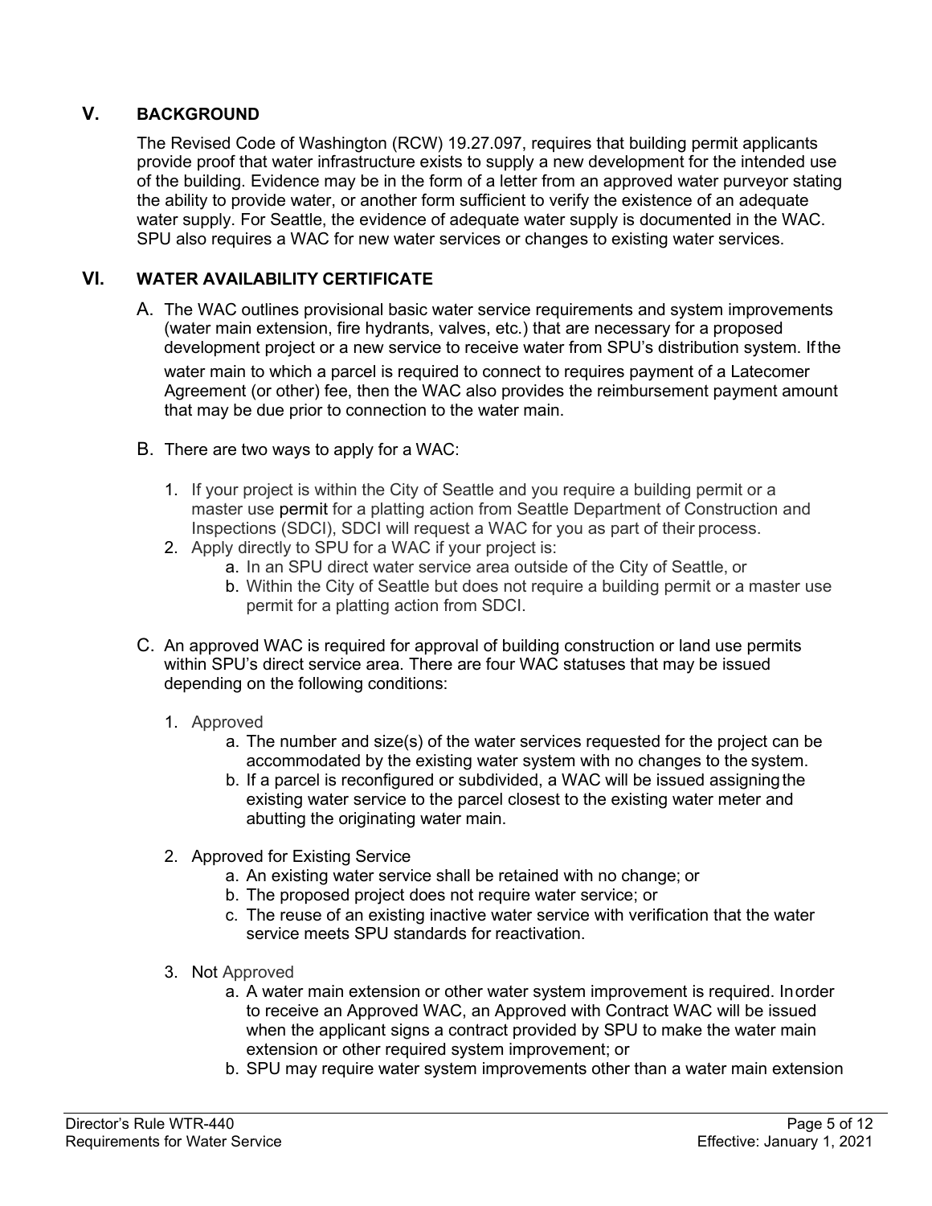## V. BACKGROUND

The Revised Code of Washington (RCW) 19.27.097, requires that building permit applicants provide proof that water infrastructure exists to supply a new development for the intended use of the building. Evidence may be in the form of a letter from an approved water purveyor stating the ability to provide water, or another form sufficient to verify the existence of an adequate water supply. For Seattle, the evidence of adequate water supply is documented in the WAC. SPU also requires a WAC for new water services or changes to existing water services.

## VI. WATER AVAILABILITY CERTIFICATE

A. The WAC outlines provisional basic water service requirements and system improvements (water main extension, fire hydrants, valves, etc.) that are necessary for a proposed development project or a new service to receive water from SPU's distribution system. If the water main to which a parcel is required to connect to requires payment of a Latecomer Agreement (or other) fee, then the WAC also provides the reimbursement payment amount that may be due prior to connection to the water main.

B. There are two ways to apply for a WAC:

1. If your project is within the City of Seattle and you require a building permit or a master use permit for a platting action from Seattle Department of Construction and Inspections (SDCI), SDCI will request a WAC for you as part of their process.
2. Apply directly to SPU for a WAC if your project is:
    a. In an SPU direct water service area outside of the City of Seattle, or
    b. Within the City of Seattle but does not require a building permit or a master use permit for a platting action from SDCI.

C. An approved WAC is required for approval of building construction or land use permits within SPU's direct service area. There are four WAC statuses that may be issued depending on the following conditions:

1. Approved
    a. The number and size(s) of the water services requested for the project can be accommodated by the existing water system with no changes to the system.
    b. If a parcel is reconfigured or subdivided, a WAC will be issued assigning the existing water service to the parcel closest to the existing water meter and abutting the originating water main.
2. Approved for Existing Service
    a. An existing water service shall be retained with no change; or
    b. The proposed project does not require water service; or
    c. The reuse of an existing inactive water service with verification that the water service meets SPU standards for reactivation.
3. Not Approved
    a. A water main extension or other water system improvement is required. In order to receive an Approved WAC, an Approved with Contract WAC will be issued when the applicant signs a contract provided by SPU to make the water main extension or other required system improvement; or
    b. SPU may require water system improvements other than a water main extension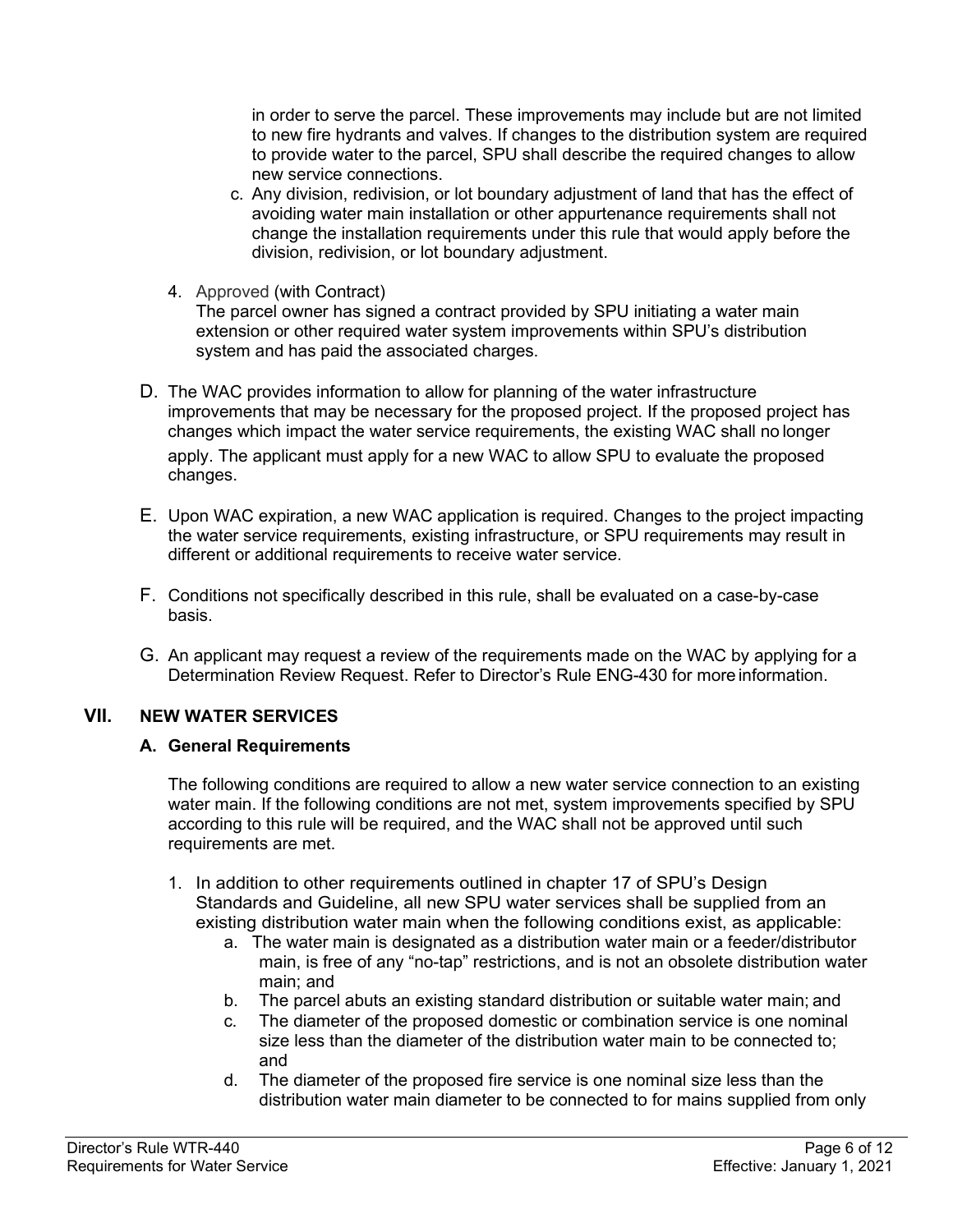in order to serve the parcel. These improvements may include but are not limited to new fire hydrants and valves. If changes to the distribution system are required to provide water to the parcel, SPU shall describe the required changes to allow new service connections.

   c. Any division, redivision, or lot boundary adjustment of land that has the effect of avoiding water main installation or other appurtenance requirements shall not change the installation requirements under this rule that would apply before the division, redivision, or lot boundary adjustment.

4. Approved (with Contract)
   The parcel owner has signed a contract provided by SPU initiating a water main extension or other required water system improvements within SPU's distribution system and has paid the associated charges.

D. The WAC provides information to allow for planning of the water infrastructure improvements that may be necessary for the proposed project. If the proposed project has changes which impact the water service requirements, the existing WAC shall no longer apply. The applicant must apply for a new WAC to allow SPU to evaluate the proposed changes.

E. Upon WAC expiration, a new WAC application is required. Changes to the project impacting the water service requirements, existing infrastructure, or SPU requirements may result in different or additional requirements to receive water service.

F. Conditions not specifically described in this rule, shall be evaluated on a case-by-case basis.

G. An applicant may request a review of the requirements made on the WAC by applying for a Determination Review Request. Refer to Director's Rule ENG-430 for more information.

## VII. NEW WATER SERVICES

### A. General Requirements

The following conditions are required to allow a new water service connection to an existing water main. If the following conditions are not met, system improvements specified by SPU according to this rule will be required, and the WAC shall not be approved until such requirements are met.

1. In addition to other requirements outlined in chapter 17 of SPU's Design Standards and Guideline, all new SPU water services shall be supplied from an existing distribution water main when the following conditions exist, as applicable:
   a. The water main is designated as a distribution water main or a feeder/distributor main, is free of any "no-tap" restrictions, and is not an obsolete distribution water main; and
   b. The parcel abuts an existing standard distribution or suitable water main; and
   c. The diameter of the proposed domestic or combination service is one nominal size less than the diameter of the distribution water main to be connected to; and
   d. The diameter of the proposed fire service is one nominal size less than the distribution water main diameter to be connected to for mains supplied from only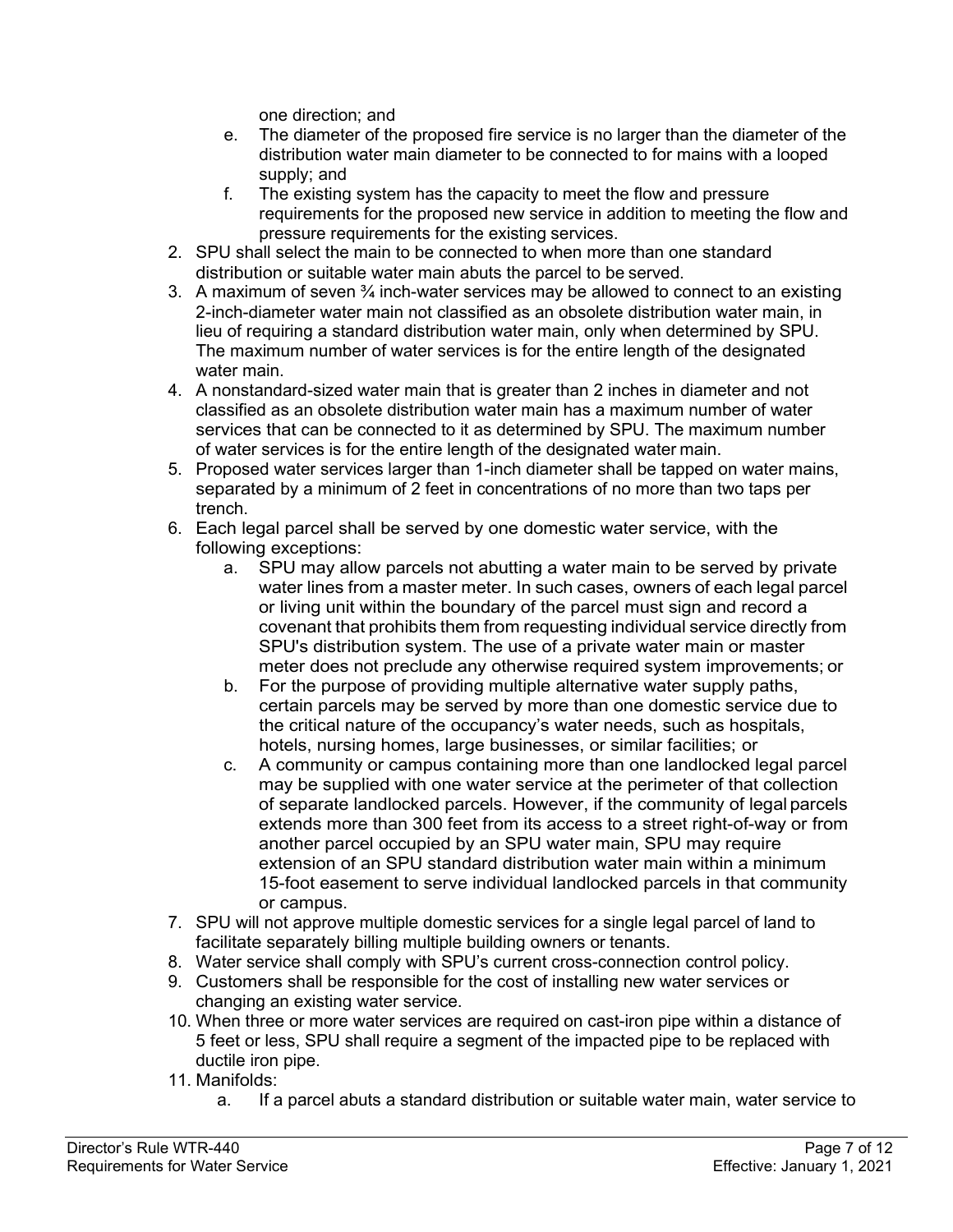one direction; and

   e. The diameter of the proposed fire service is no larger than the diameter of the distribution water main diameter to be connected to for mains with a looped supply; and
   f. The existing system has the capacity to meet the flow and pressure requirements for the proposed new service in addition to meeting the flow and pressure requirements for the existing services.

2. SPU shall select the main to be connected to when more than one standard distribution or suitable water main abuts the parcel to be served.
3. A maximum of seven ¾ inch-water services may be allowed to connect to an existing 2-inch-diameter water main not classified as an obsolete distribution water main, in lieu of requiring a standard distribution water main, only when determined by SPU. The maximum number of water services is for the entire length of the designated water main.
4. A nonstandard-sized water main that is greater than 2 inches in diameter and not classified as an obsolete distribution water main has a maximum number of water services that can be connected to it as determined by SPU. The maximum number of water services is for the entire length of the designated water main.
5. Proposed water services larger than 1-inch diameter shall be tapped on water mains, separated by a minimum of 2 feet in concentrations of no more than two taps per trench.
6. Each legal parcel shall be served by one domestic water service, with the following exceptions:
   a. SPU may allow parcels not abutting a water main to be served by private water lines from a master meter. In such cases, owners of each legal parcel or living unit within the boundary of the parcel must sign and record a covenant that prohibits them from requesting individual service directly from SPU's distribution system. The use of a private water main or master meter does not preclude any otherwise required system improvements; or
   b. For the purpose of providing multiple alternative water supply paths, certain parcels may be served by more than one domestic service due to the critical nature of the occupancy's water needs, such as hospitals, hotels, nursing homes, large businesses, or similar facilities; or
   c. A community or campus containing more than one landlocked legal parcel may be supplied with one water service at the perimeter of that collection of separate landlocked parcels. However, if the community of legal parcels extends more than 300 feet from its access to a street right-of-way or from another parcel occupied by an SPU water main, SPU may require extension of an SPU standard distribution water main within a minimum 15-foot easement to serve individual landlocked parcels in that community or campus.
7. SPU will not approve multiple domestic services for a single legal parcel of land to facilitate separately billing multiple building owners or tenants.
8. Water service shall comply with SPU's current cross-connection control policy.
9. Customers shall be responsible for the cost of installing new water services or changing an existing water service.
10. When three or more water services are required on cast-iron pipe within a distance of 5 feet or less, SPU shall require a segment of the impacted pipe to be replaced with ductile iron pipe.
11. Manifolds:
    a. If a parcel abuts a standard distribution or suitable water main, water service to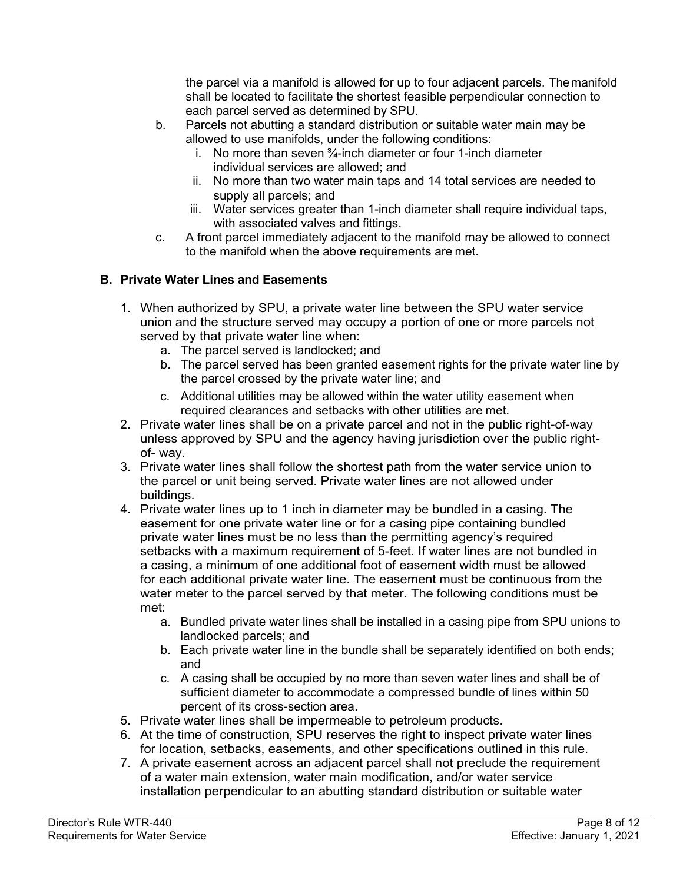the parcel via a manifold is allowed for up to four adjacent parcels. The manifold shall be located to facilitate the shortest feasible perpendicular connection to each parcel served as determined by SPU.

b. Parcels not abutting a standard distribution or suitable water main may be allowed to use manifolds, under the following conditions:
   i. No more than seven ¾-inch diameter or four 1-inch diameter individual services are allowed; and
   ii. No more than two water main taps and 14 total services are needed to supply all parcels; and
   iii. Water services greater than 1-inch diameter shall require individual taps, with associated valves and fittings.

c. A front parcel immediately adjacent to the manifold may be allowed to connect to the manifold when the above requirements are met.

### B. Private Water Lines and Easements

1. When authorized by SPU, a private water line between the SPU water service union and the structure served may occupy a portion of one or more parcels not served by that private water line when:
   a. The parcel served is landlocked; and
   b. The parcel served has been granted easement rights for the private water line by the parcel crossed by the private water line; and
   c. Additional utilities may be allowed within the water utility easement when required clearances and setbacks with other utilities are met.
2. Private water lines shall be on a private parcel and not in the public right-of-way unless approved by SPU and the agency having jurisdiction over the public right-of- way.
3. Private water lines shall follow the shortest path from the water service union to the parcel or unit being served. Private water lines are not allowed under buildings.
4. Private water lines up to 1 inch in diameter may be bundled in a casing. The easement for one private water line or for a casing pipe containing bundled private water lines must be no less than the permitting agency's required setbacks with a maximum requirement of 5-feet. If water lines are not bundled in a casing, a minimum of one additional foot of easement width must be allowed for each additional private water line. The easement must be continuous from the water meter to the parcel served by that meter. The following conditions must be met:
   a. Bundled private water lines shall be installed in a casing pipe from SPU unions to landlocked parcels; and
   b. Each private water line in the bundle shall be separately identified on both ends; and
   c. A casing shall be occupied by no more than seven water lines and shall be of sufficient diameter to accommodate a compressed bundle of lines within 50 percent of its cross-section area.
5. Private water lines shall be impermeable to petroleum products.
6. At the time of construction, SPU reserves the right to inspect private water lines for location, setbacks, easements, and other specifications outlined in this rule.
7. A private easement across an adjacent parcel shall not preclude the requirement of a water main extension, water main modification, and/or water service installation perpendicular to an abutting standard distribution or suitable water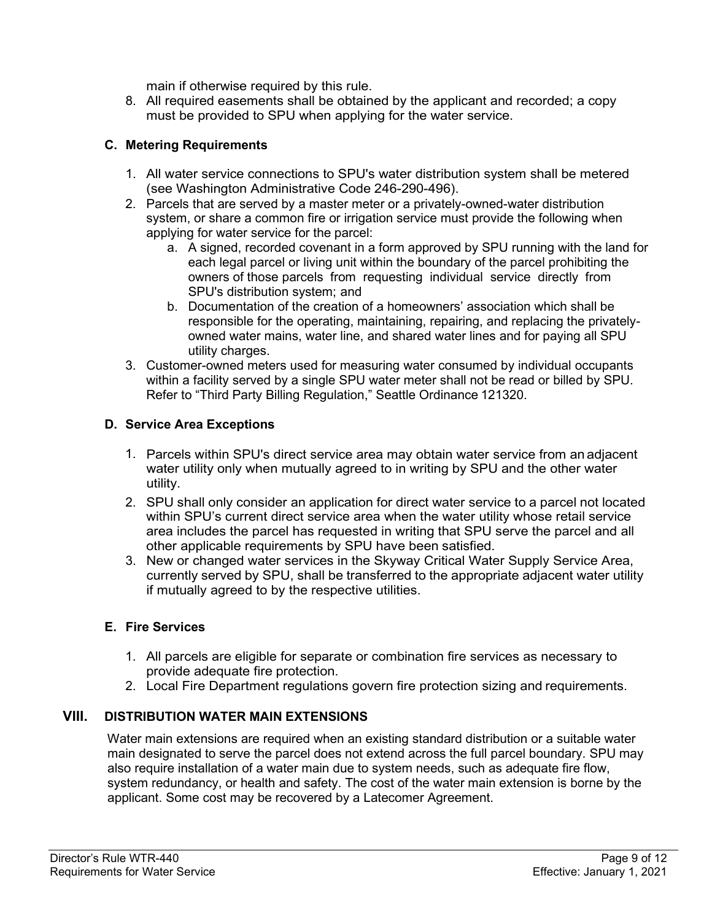main if otherwise required by this rule.

8. All required easements shall be obtained by the applicant and recorded; a copy must be provided to SPU when applying for the water service.

### C. Metering Requirements

1. All water service connections to SPU's water distribution system shall be metered (see Washington Administrative Code 246-290-496).
2. Parcels that are served by a master meter or a privately-owned-water distribution system, or share a common fire or irrigation service must provide the following when applying for water service for the parcel:
   a. A signed, recorded covenant in a form approved by SPU running with the land for each legal parcel or living unit within the boundary of the parcel prohibiting the owners of those parcels from requesting individual service directly from SPU's distribution system; and
   b. Documentation of the creation of a homeowners' association which shall be responsible for the operating, maintaining, repairing, and replacing the privately-owned water mains, water line, and shared water lines and for paying all SPU utility charges.
3. Customer-owned meters used for measuring water consumed by individual occupants within a facility served by a single SPU water meter shall not be read or billed by SPU. Refer to "Third Party Billing Regulation," Seattle Ordinance 121320.

### D. Service Area Exceptions

1. Parcels within SPU's direct service area may obtain water service from an adjacent water utility only when mutually agreed to in writing by SPU and the other water utility.
2. SPU shall only consider an application for direct water service to a parcel not located within SPU's current direct service area when the water utility whose retail service area includes the parcel has requested in writing that SPU serve the parcel and all other applicable requirements by SPU have been satisfied.
3. New or changed water services in the Skyway Critical Water Supply Service Area, currently served by SPU, shall be transferred to the appropriate adjacent water utility if mutually agreed to by the respective utilities.

### E. Fire Services

1. All parcels are eligible for separate or combination fire services as necessary to provide adequate fire protection.
2. Local Fire Department regulations govern fire protection sizing and requirements.

## VIII. DISTRIBUTION WATER MAIN EXTENSIONS

Water main extensions are required when an existing standard distribution or a suitable water main designated to serve the parcel does not extend across the full parcel boundary. SPU may also require installation of a water main due to system needs, such as adequate fire flow, system redundancy, or health and safety. The cost of the water main extension is borne by the applicant. Some cost may be recovered by a Latecomer Agreement.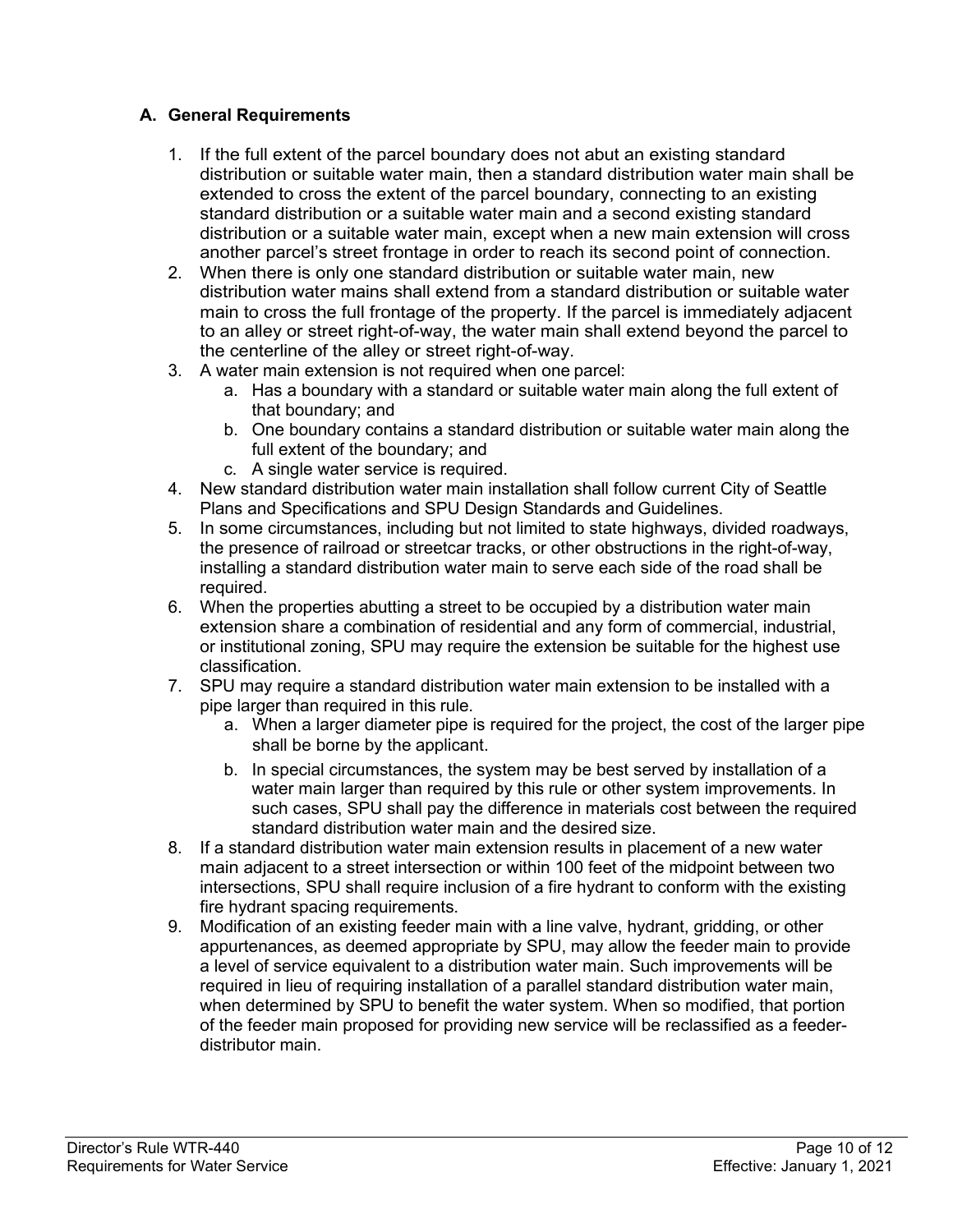### A. General Requirements

1. If the full extent of the parcel boundary does not abut an existing standard distribution or suitable water main, then a standard distribution water main shall be extended to cross the extent of the parcel boundary, connecting to an existing standard distribution or a suitable water main and a second existing standard distribution or a suitable water main, except when a new main extension will cross another parcel's street frontage in order to reach its second point of connection.
2. When there is only one standard distribution or suitable water main, new distribution water mains shall extend from a standard distribution or suitable water main to cross the full frontage of the property. If the parcel is immediately adjacent to an alley or street right-of-way, the water main shall extend beyond the parcel to the centerline of the alley or street right-of-way.
3. A water main extension is not required when one parcel:
   a. Has a boundary with a standard or suitable water main along the full extent of that boundary; and
   b. One boundary contains a standard distribution or suitable water main along the full extent of the boundary; and
   c. A single water service is required.
4. New standard distribution water main installation shall follow current City of Seattle Plans and Specifications and SPU Design Standards and Guidelines.
5. In some circumstances, including but not limited to state highways, divided roadways, the presence of railroad or streetcar tracks, or other obstructions in the right-of-way, installing a standard distribution water main to serve each side of the road shall be required.
6. When the properties abutting a street to be occupied by a distribution water main extension share a combination of residential and any form of commercial, industrial, or institutional zoning, SPU may require the extension be suitable for the highest use classification.
7. SPU may require a standard distribution water main extension to be installed with a pipe larger than required in this rule.
   a. When a larger diameter pipe is required for the project, the cost of the larger pipe shall be borne by the applicant.
   b. In special circumstances, the system may be best served by installation of a water main larger than required by this rule or other system improvements. In such cases, SPU shall pay the difference in materials cost between the required standard distribution water main and the desired size.
8. If a standard distribution water main extension results in placement of a new water main adjacent to a street intersection or within 100 feet of the midpoint between two intersections, SPU shall require inclusion of a fire hydrant to conform with the existing fire hydrant spacing requirements.
9. Modification of an existing feeder main with a line valve, hydrant, gridding, or other appurtenances, as deemed appropriate by SPU, may allow the feeder main to provide a level of service equivalent to a distribution water main. Such improvements will be required in lieu of requiring installation of a parallel standard distribution water main, when determined by SPU to benefit the water system. When so modified, that portion of the feeder main proposed for providing new service will be reclassified as a feeder-distributor main.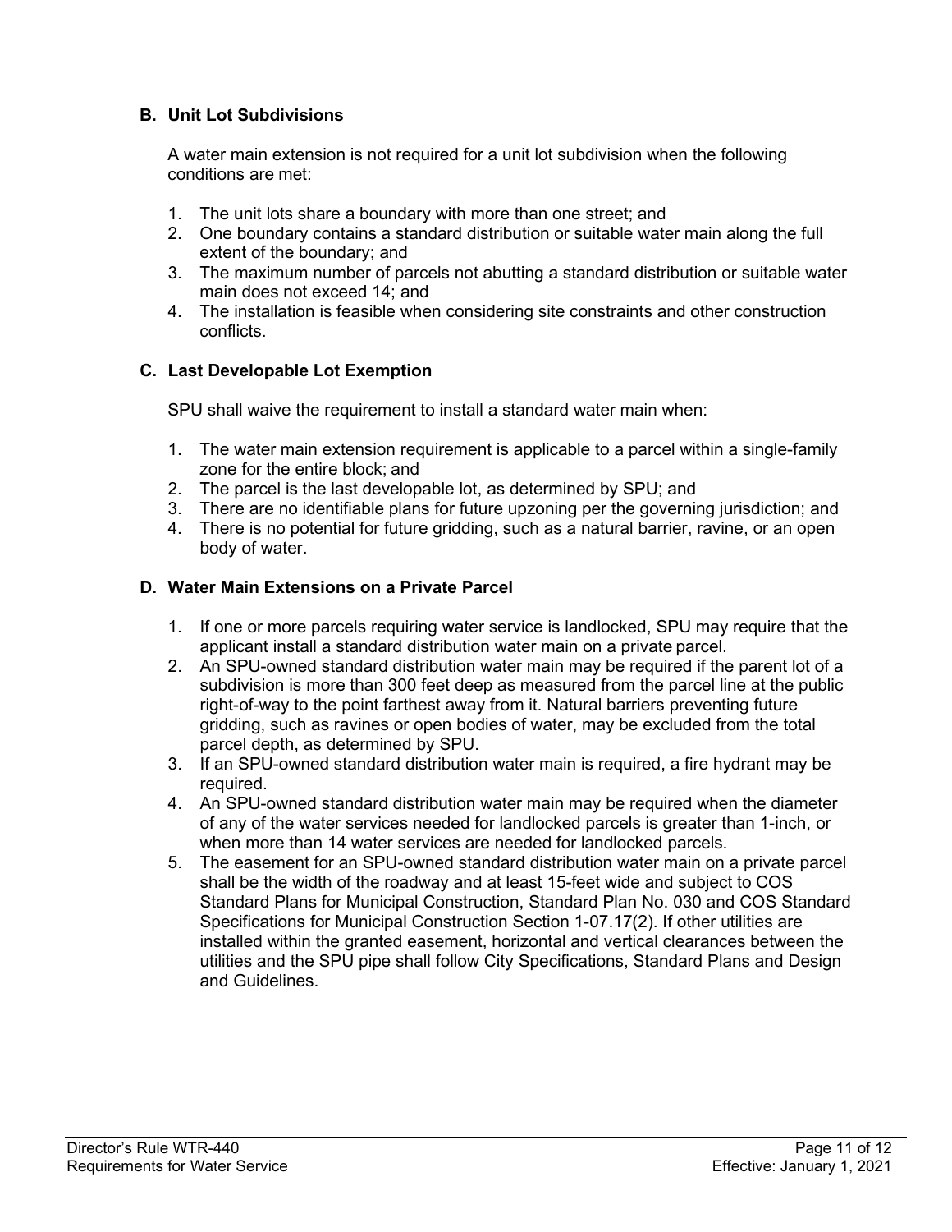### B. Unit Lot Subdivisions

A water main extension is not required for a unit lot subdivision when the following conditions are met:

1. The unit lots share a boundary with more than one street; and
2. One boundary contains a standard distribution or suitable water main along the full extent of the boundary; and
3. The maximum number of parcels not abutting a standard distribution or suitable water main does not exceed 14; and
4. The installation is feasible when considering site constraints and other construction conflicts.

### C. Last Developable Lot Exemption

SPU shall waive the requirement to install a standard water main when:

1. The water main extension requirement is applicable to a parcel within a single-family zone for the entire block; and
2. The parcel is the last developable lot, as determined by SPU; and
3. There are no identifiable plans for future upzoning per the governing jurisdiction; and
4. There is no potential for future gridding, such as a natural barrier, ravine, or an open body of water.

### D. Water Main Extensions on a Private Parcel

1. If one or more parcels requiring water service is landlocked, SPU may require that the applicant install a standard distribution water main on a private parcel.
2. An SPU-owned standard distribution water main may be required if the parent lot of a subdivision is more than 300 feet deep as measured from the parcel line at the public right-of-way to the point farthest away from it. Natural barriers preventing future gridding, such as ravines or open bodies of water, may be excluded from the total parcel depth, as determined by SPU.
3. If an SPU-owned standard distribution water main is required, a fire hydrant may be required.
4. An SPU-owned standard distribution water main may be required when the diameter of any of the water services needed for landlocked parcels is greater than 1-inch, or when more than 14 water services are needed for landlocked parcels.
5. The easement for an SPU-owned standard distribution water main on a private parcel shall be the width of the roadway and at least 15-feet wide and subject to COS Standard Plans for Municipal Construction, Standard Plan No. 030 and COS Standard Specifications for Municipal Construction Section 1-07.17(2). If other utilities are installed within the granted easement, horizontal and vertical clearances between the utilities and the SPU pipe shall follow City Specifications, Standard Plans and Design and Guidelines.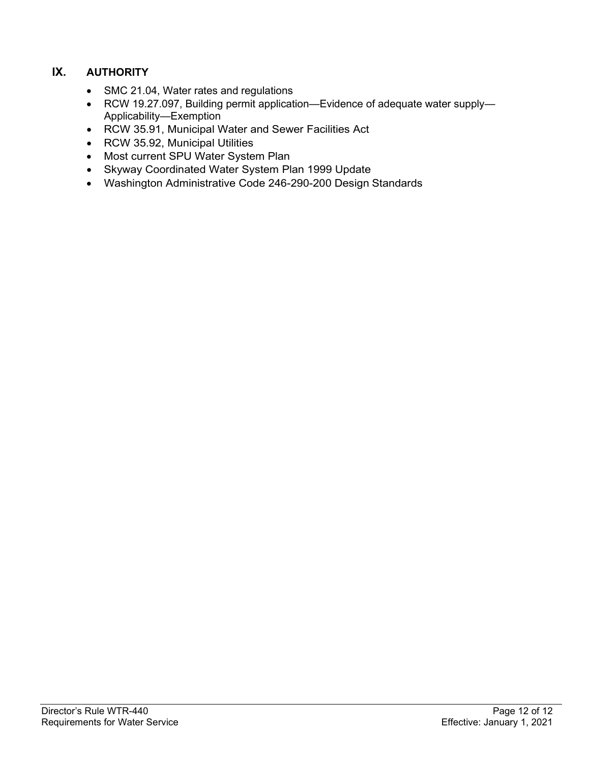## IX. AUTHORITY

- SMC 21.04, Water rates and regulations
- RCW 19.27.097, Building permit application—Evidence of adequate water supply—Applicability—Exemption
- RCW 35.91, Municipal Water and Sewer Facilities Act
- RCW 35.92, Municipal Utilities
- Most current SPU Water System Plan
- Skyway Coordinated Water System Plan 1999 Update
- Washington Administrative Code 246-290-200 Design Standards